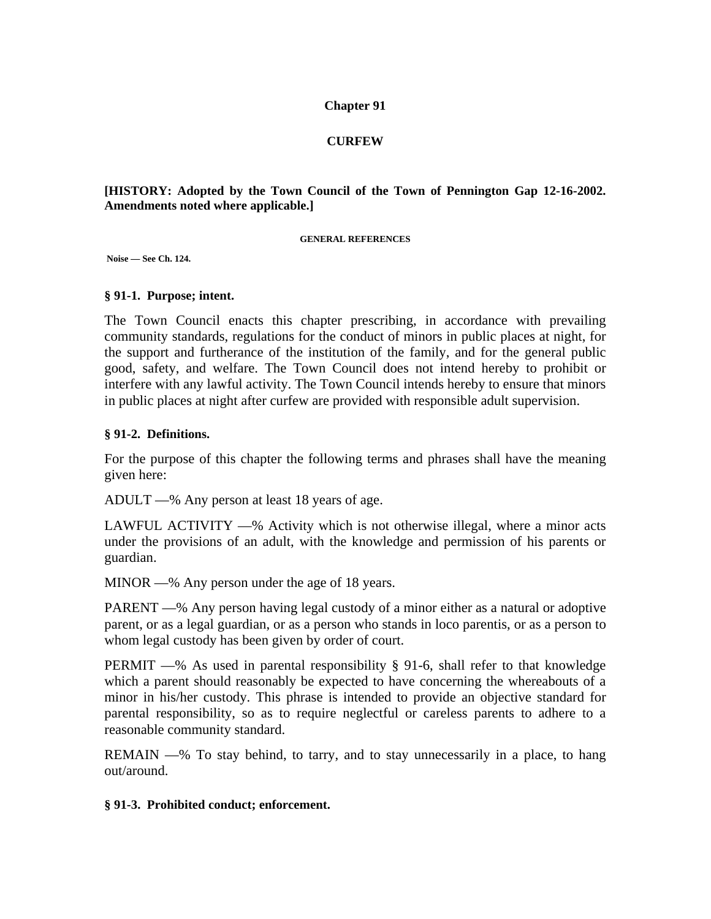# Chapter 91

## CURFEW

**[HISTORY: Adopted by the Town Council of the Town of Pennington Gap 12-16-2002. Amendments noted where applicable.]**

**GENERAL REFERENCES**

**Noise — See Ch. 124.**

### § 91-1. Purpose; intent.

The Town Council enacts this chapter prescribing, in accordance with prevailing community standards, regulations for the conduct of minors in public places at night, for the support and furtherance of the institution of the family, and for the general public good, safety, and welfare. The Town Council does not intend hereby to prohibit or interfere with any lawful activity. The Town Council intends hereby to ensure that minors in public places at night after curfew are provided with responsible adult supervision.

### § 91-2. Definitions.

For the purpose of this chapter the following terms and phrases shall have the meaning given here:

ADULT —% Any person at least 18 years of age.

LAWFUL ACTIVITY —% Activity which is not otherwise illegal, where a minor acts under the provisions of an adult, with the knowledge and permission of his parents or guardian.

MINOR —% Any person under the age of 18 years.

PARENT —% Any person having legal custody of a minor either as a natural or adoptive parent, or as a legal guardian, or as a person who stands in loco parentis, or as a person to whom legal custody has been given by order of court.

PERMIT —% As used in parental responsibility § 91-6, shall refer to that knowledge which a parent should reasonably be expected to have concerning the whereabouts of a minor in his/her custody. This phrase is intended to provide an objective standard for parental responsibility, so as to require neglectful or careless parents to adhere to a reasonable community standard.

REMAIN —% To stay behind, to tarry, and to stay unnecessarily in a place, to hang out/around.

### § 91-3. Prohibited conduct; enforcement.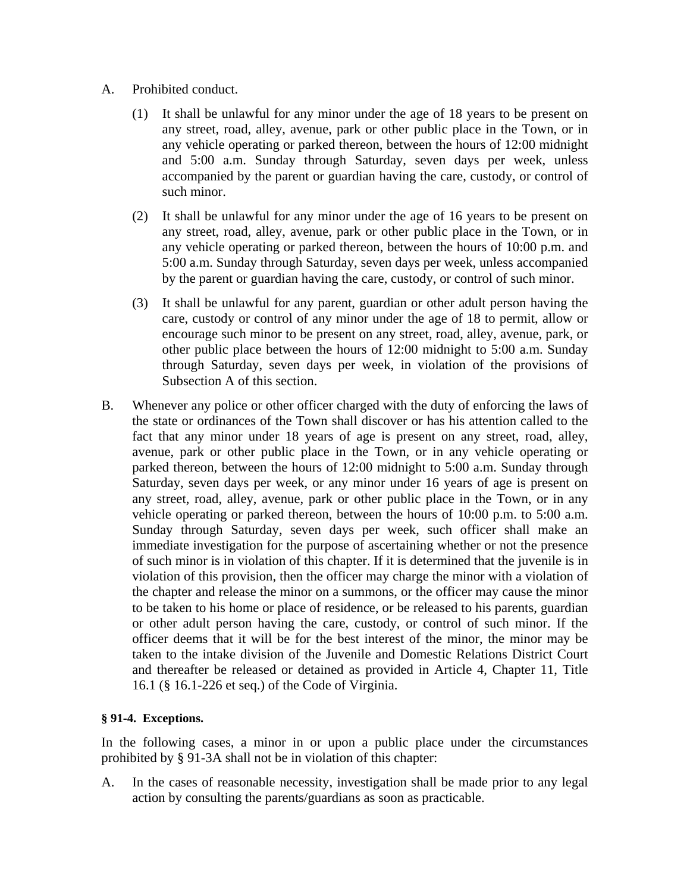A. Prohibited conduct.

   (1) It shall be unlawful for any minor under the age of 18 years to be present on any street, road, alley, avenue, park or other public place in the Town, or in any vehicle operating or parked thereon, between the hours of 12:00 midnight and 5:00 a.m. Sunday through Saturday, seven days per week, unless accompanied by the parent or guardian having the care, custody, or control of such minor.

   (2) It shall be unlawful for any minor under the age of 16 years to be present on any street, road, alley, avenue, park or other public place in the Town, or in any vehicle operating or parked thereon, between the hours of 10:00 p.m. and 5:00 a.m. Sunday through Saturday, seven days per week, unless accompanied by the parent or guardian having the care, custody, or control of such minor.

   (3) It shall be unlawful for any parent, guardian or other adult person having the care, custody or control of any minor under the age of 18 to permit, allow or encourage such minor to be present on any street, road, alley, avenue, park, or other public place between the hours of 12:00 midnight to 5:00 a.m. Sunday through Saturday, seven days per week, in violation of the provisions of Subsection A of this section.

B. Whenever any police or other officer charged with the duty of enforcing the laws of the state or ordinances of the Town shall discover or has his attention called to the fact that any minor under 18 years of age is present on any street, road, alley, avenue, park or other public place in the Town, or in any vehicle operating or parked thereon, between the hours of 12:00 midnight to 5:00 a.m. Sunday through Saturday, seven days per week, or any minor under 16 years of age is present on any street, road, alley, avenue, park or other public place in the Town, or in any vehicle operating or parked thereon, between the hours of 10:00 p.m. to 5:00 a.m. Sunday through Saturday, seven days per week, such officer shall make an immediate investigation for the purpose of ascertaining whether or not the presence of such minor is in violation of this chapter. If it is determined that the juvenile is in violation of this provision, then the officer may charge the minor with a violation of the chapter and release the minor on a summons, or the officer may cause the minor to be taken to his home or place of residence, or be released to his parents, guardian or other adult person having the care, custody, or control of such minor. If the officer deems that it will be for the best interest of the minor, the minor may be taken to the intake division of the Juvenile and Domestic Relations District Court and thereafter be released or detained as provided in Article 4, Chapter 11, Title 16.1 (§ 16.1-226 et seq.) of the Code of Virginia.

**§ 91-4. Exceptions.**

In the following cases, a minor in or upon a public place under the circumstances prohibited by § 91-3A shall not be in violation of this chapter:

A. In the cases of reasonable necessity, investigation shall be made prior to any legal action by consulting the parents/guardians as soon as practicable.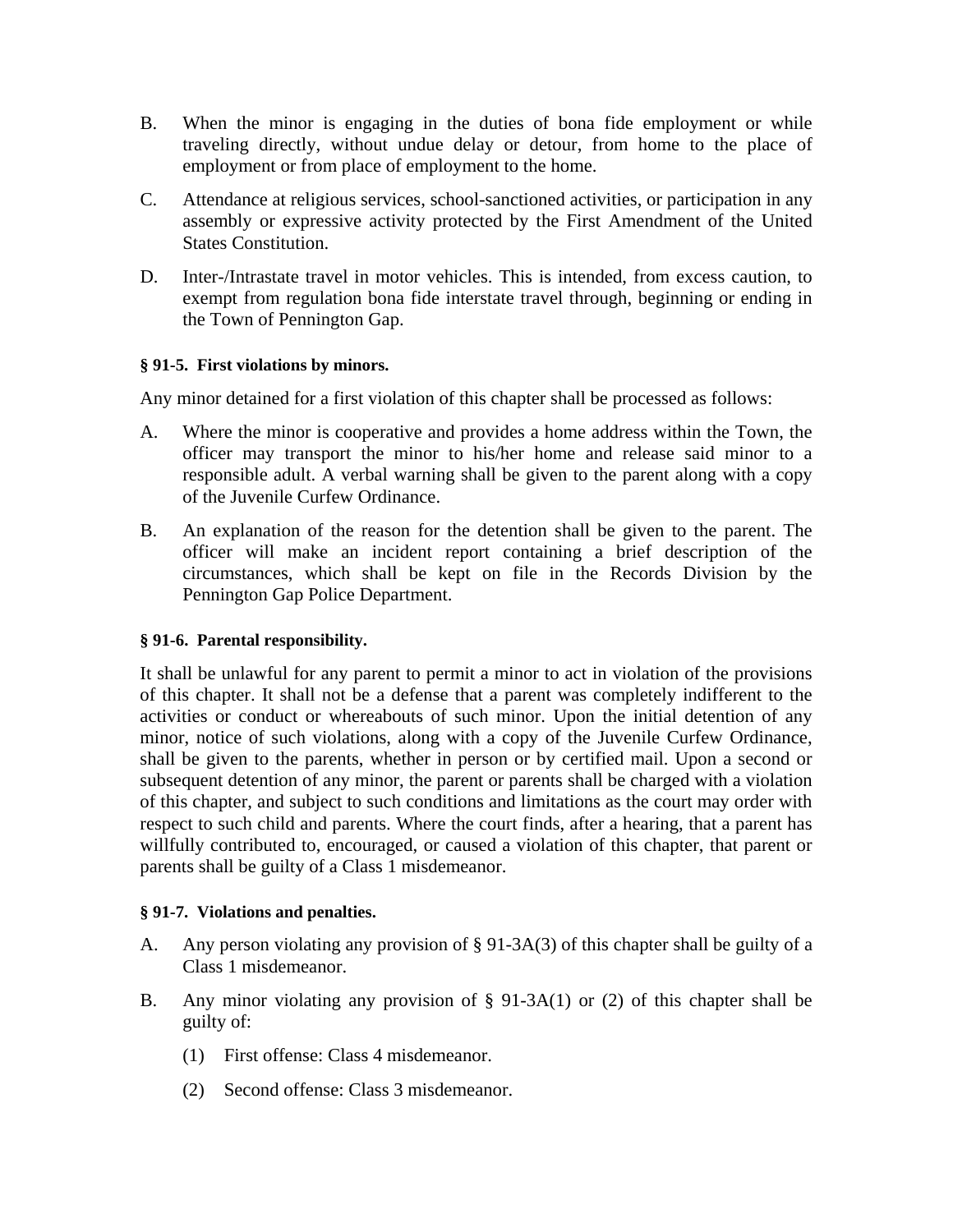B. When the minor is engaging in the duties of bona fide employment or while traveling directly, without undue delay or detour, from home to the place of employment or from place of employment to the home.

C. Attendance at religious services, school-sanctioned activities, or participation in any assembly or expressive activity protected by the First Amendment of the United States Constitution.

D. Inter-/Intrastate travel in motor vehicles. This is intended, from excess caution, to exempt from regulation bona fide interstate travel through, beginning or ending in the Town of Pennington Gap.

**§ 91-5. First violations by minors.**

Any minor detained for a first violation of this chapter shall be processed as follows:

A. Where the minor is cooperative and provides a home address within the Town, the officer may transport the minor to his/her home and release said minor to a responsible adult. A verbal warning shall be given to the parent along with a copy of the Juvenile Curfew Ordinance.

B. An explanation of the reason for the detention shall be given to the parent. The officer will make an incident report containing a brief description of the circumstances, which shall be kept on file in the Records Division by the Pennington Gap Police Department.

**§ 91-6. Parental responsibility.**

It shall be unlawful for any parent to permit a minor to act in violation of the provisions of this chapter. It shall not be a defense that a parent was completely indifferent to the activities or conduct or whereabouts of such minor. Upon the initial detention of any minor, notice of such violations, along with a copy of the Juvenile Curfew Ordinance, shall be given to the parents, whether in person or by certified mail. Upon a second or subsequent detention of any minor, the parent or parents shall be charged with a violation of this chapter, and subject to such conditions and limitations as the court may order with respect to such child and parents. Where the court finds, after a hearing, that a parent has willfully contributed to, encouraged, or caused a violation of this chapter, that parent or parents shall be guilty of a Class 1 misdemeanor.

**§ 91-7. Violations and penalties.**

A. Any person violating any provision of § 91-3A(3) of this chapter shall be guilty of a Class 1 misdemeanor.

B. Any minor violating any provision of § 91-3A(1) or (2) of this chapter shall be guilty of:

   (1) First offense: Class 4 misdemeanor.

   (2) Second offense: Class 3 misdemeanor.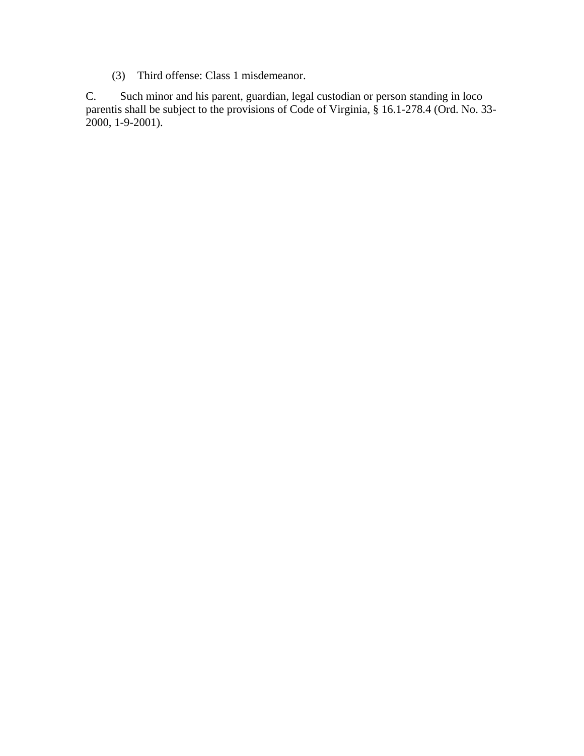(3) Third offense: Class 1 misdemeanor.

C. Such minor and his parent, guardian, legal custodian or person standing in loco parentis shall be subject to the provisions of Code of Virginia, § 16.1-278.4 (Ord. No. 33-2000, 1-9-2001).